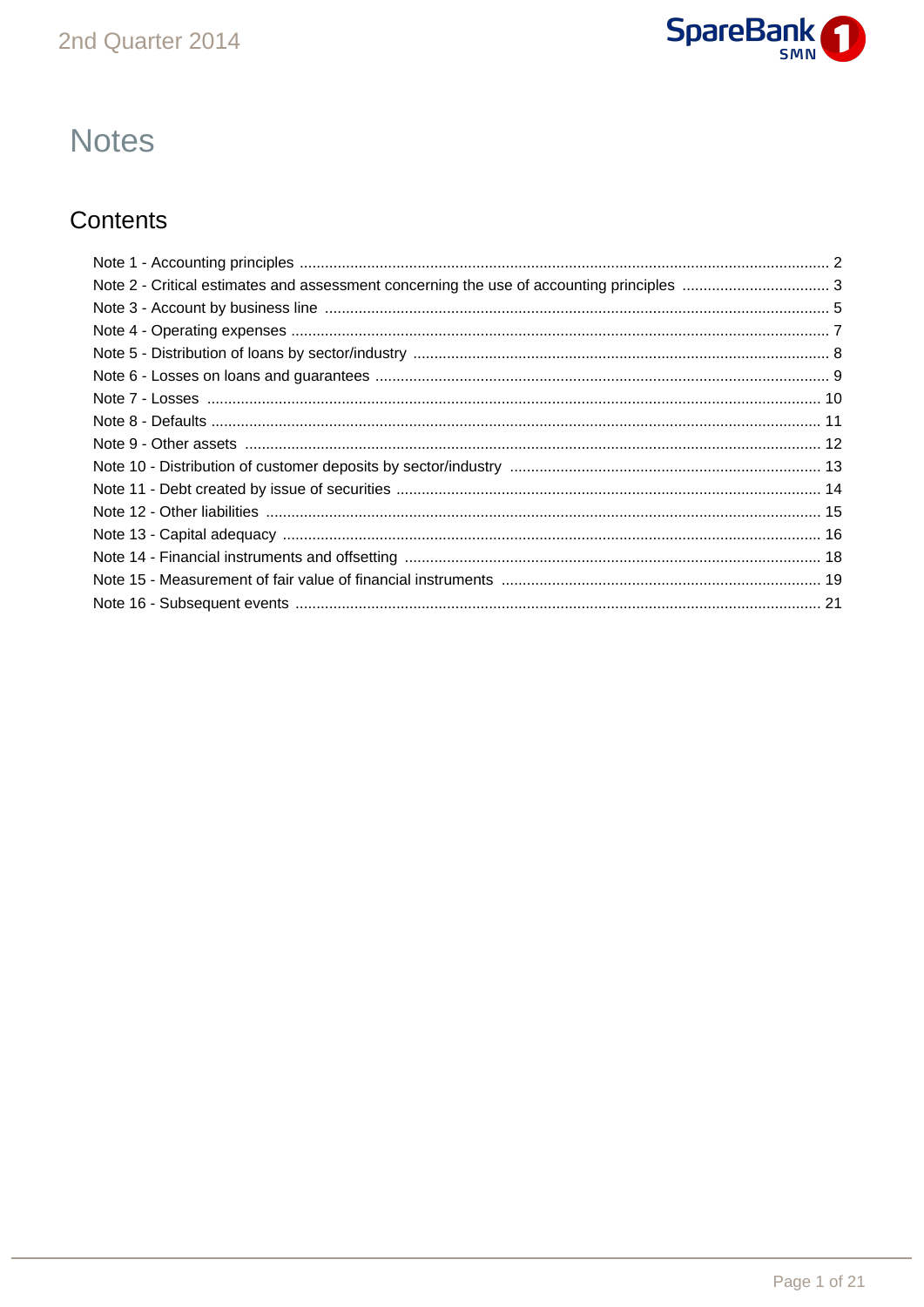# Notes

## Contents

Note 1 - Accounting principles ..... 2
Note 2 - Critical estimates and assessment concerning the use of accounting principles ..... 3
Note 3 - Account by business line ..... 5
Note 4 - Operating expenses ..... 7
Note 5 - Distribution of loans by sector/industry ..... 8
Note 6 - Losses on loans and guarantees ..... 9
Note 7 - Losses ..... 10
Note 8 - Defaults ..... 11
Note 9 - Other assets ..... 12
Note 10 - Distribution of customer deposits by sector/industry ..... 13
Note 11 - Debt created by issue of securities ..... 14
Note 12 - Other liabilities ..... 15
Note 13 - Capital adequacy ..... 16
Note 14 - Financial instruments and offsetting ..... 18
Note 15 - Measurement of fair value of financial instruments ..... 19
Note 16 - Subsequent events ..... 21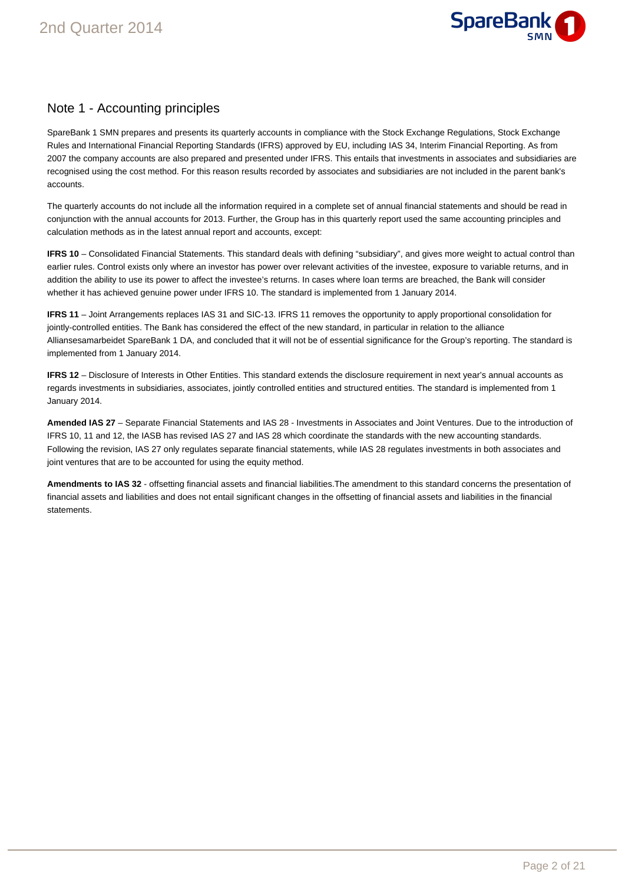## Note 1 - Accounting principles

SpareBank 1 SMN prepares and presents its quarterly accounts in compliance with the Stock Exchange Regulations, Stock Exchange Rules and International Financial Reporting Standards (IFRS) approved by EU, including IAS 34, Interim Financial Reporting. As from 2007 the company accounts are also prepared and presented under IFRS. This entails that investments in associates and subsidiaries are recognised using the cost method. For this reason results recorded by associates and subsidiaries are not included in the parent bank's accounts.

The quarterly accounts do not include all the information required in a complete set of annual financial statements and should be read in conjunction with the annual accounts for 2013. Further, the Group has in this quarterly report used the same accounting principles and calculation methods as in the latest annual report and accounts, except:

**IFRS 10** – Consolidated Financial Statements. This standard deals with defining "subsidiary", and gives more weight to actual control than earlier rules. Control exists only where an investor has power over relevant activities of the investee, exposure to variable returns, and in addition the ability to use its power to affect the investee's returns. In cases where loan terms are breached, the Bank will consider whether it has achieved genuine power under IFRS 10. The standard is implemented from 1 January 2014.

**IFRS 11** – Joint Arrangements replaces IAS 31 and SIC-13. IFRS 11 removes the opportunity to apply proportional consolidation for jointly-controlled entities. The Bank has considered the effect of the new standard, in particular in relation to the alliance Alliansesamarbeidet SpareBank 1 DA, and concluded that it will not be of essential significance for the Group's reporting. The standard is implemented from 1 January 2014.

**IFRS 12** – Disclosure of Interests in Other Entities. This standard extends the disclosure requirement in next year's annual accounts as regards investments in subsidiaries, associates, jointly controlled entities and structured entities. The standard is implemented from 1 January 2014.

**Amended IAS 27** – Separate Financial Statements and IAS 28 - Investments in Associates and Joint Ventures. Due to the introduction of IFRS 10, 11 and 12, the IASB has revised IAS 27 and IAS 28 which coordinate the standards with the new accounting standards. Following the revision, IAS 27 only regulates separate financial statements, while IAS 28 regulates investments in both associates and joint ventures that are to be accounted for using the equity method.

**Amendments to IAS 32** - offsetting financial assets and financial liabilities.The amendment to this standard concerns the presentation of financial assets and liabilities and does not entail significant changes in the offsetting of financial assets and liabilities in the financial statements.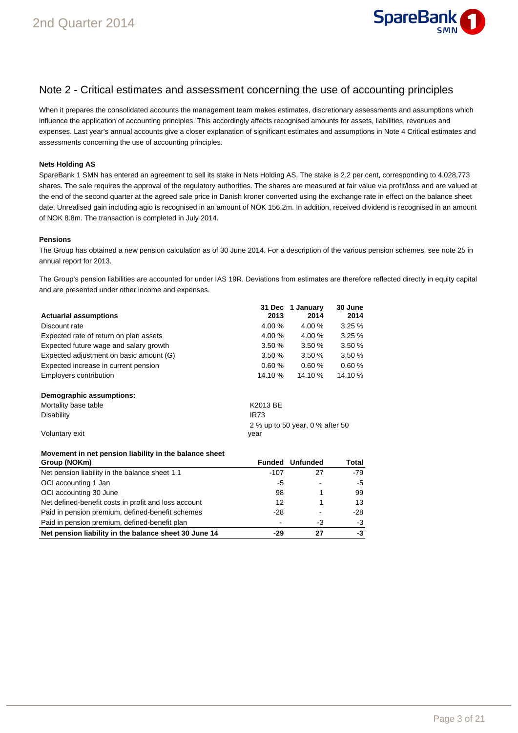## Note 2 - Critical estimates and assessment concerning the use of accounting principles

When it prepares the consolidated accounts the management team makes estimates, discretionary assessments and assumptions which influence the application of accounting principles. This accordingly affects recognised amounts for assets, liabilities, revenues and expenses. Last year's annual accounts give a closer explanation of significant estimates and assumptions in Note 4 Critical estimates and assessments concerning the use of accounting principles.

**Nets Holding AS**

SpareBank 1 SMN has entered an agreement to sell its stake in Nets Holding AS. The stake is 2.2 per cent, corresponding to 4,028,773 shares. The sale requires the approval of the regulatory authorities. The shares are measured at fair value via profit/loss and are valued at the end of the second quarter at the agreed sale price in Danish kroner converted using the exchange rate in effect on the balance sheet date. Unrealised gain including agio is recognised in an amount of NOK 156.2m. In addition, received dividend is recognised in an amount of NOK 8.8m. The transaction is completed in July 2014.

**Pensions**

The Group has obtained a new pension calculation as of 30 June 2014. For a description of the various pension schemes, see note 25 in annual report for 2013.

The Group's pension liabilities are accounted for under IAS 19R. Deviations from estimates are therefore reflected directly in equity capital and are presented under other income and expenses.

| **Actuarial assumptions** | **31 Dec 2013** | **1 January 2014** | **30 June 2014** |
|---|---|---|---|
| Discount rate | 4.00 % | 4.00 % | 3.25 % |
| Expected rate of return on plan assets | 4.00 % | 4.00 % | 3.25 % |
| Expected future wage and salary growth | 3.50 % | 3.50 % | 3.50 % |
| Expected adjustment on basic amount (G) | 3.50 % | 3.50 % | 3.50 % |
| Expected increase in current pension | 0.60 % | 0.60 % | 0.60 % |
| Employers contribution | 14.10 % | 14.10 % | 14.10 % |

| **Demographic assumptions:** | |
|---|---|
| Mortality base table | K2013 BE |
| Disability | IR73 |
| Voluntary exit | 2 % up to 50 year, 0 % after 50 year |

**Movement in net pension liability in the balance sheet**

| **Group (NOKm)** | **Funded** | **Unfunded** | **Total** |
|---|---|---|---|
| Net pension liability in the balance sheet 1.1 | -107 | 27 | -79 |
| OCI accounting 1 Jan | -5 | - | -5 |
| OCI accounting 30 June | 98 | 1 | 99 |
| Net defined-benefit costs in profit and loss account | 12 | 1 | 13 |
| Paid in pension premium, defined-benefit schemes | -28 | - | -28 |
| Paid in pension premium, defined-benefit plan | - | -3 | -3 |
| **Net pension liability in the balance sheet 30 June 14** | **-29** | **27** | **-3** |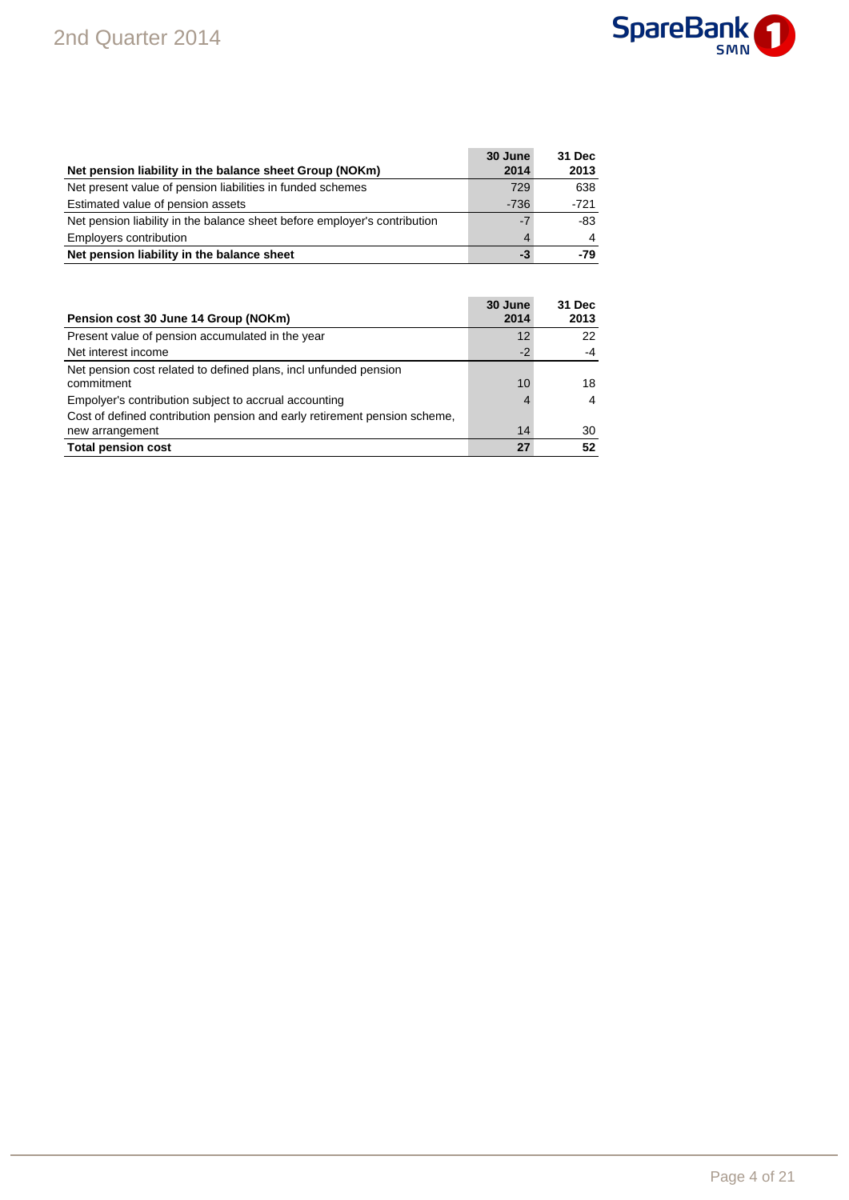| Net pension liability in the balance sheet Group (NOKm) | 30 June 2014 | 31 Dec 2013 |
|---|---|---|
| Net present value of pension liabilities in funded schemes | 729 | 638 |
| Estimated value of pension assets | -736 | -721 |
| Net pension liability in the balance sheet before employer's contribution | -7 | -83 |
| Employers contribution | 4 | 4 |
| **Net pension liability in the balance sheet** | **-3** | **-79** |

| Pension cost 30 June 14 Group (NOKm) | 30 June 2014 | 31 Dec 2013 |
|---|---|---|
| Present value of pension accumulated in the year | 12 | 22 |
| Net interest income | -2 | -4 |
| Net pension cost related to defined plans, incl unfunded pension commitment | 10 | 18 |
| Empolyer's contribution subject to accrual accounting | 4 | 4 |
| Cost of defined contribution pension and early retirement pension scheme, new arrangement | 14 | 30 |
| **Total pension cost** | **27** | **52** |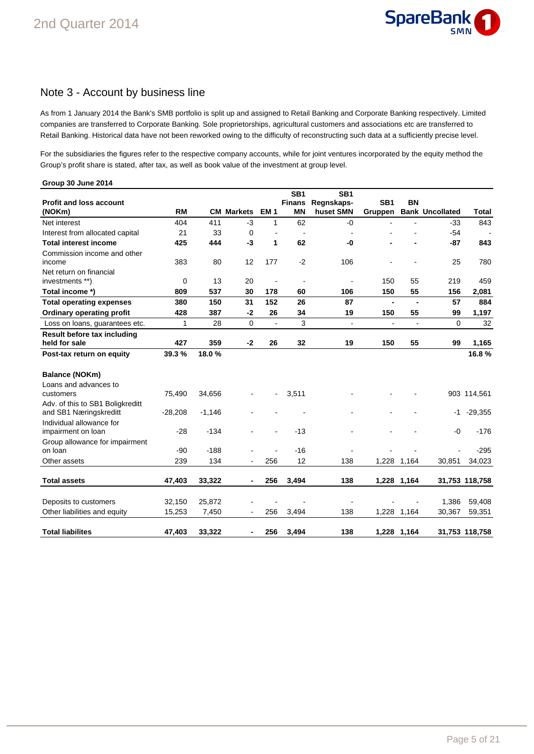## Note 3 - Account by business line

As from 1 January 2014 the Bank's SMB portfolio is split up and assigned to Retail Banking and Corporate Banking respectively. Limited companies are transferred to Corporate Banking. Sole proprietorships, agricultural customers and associations etc are transferred to Retail Banking. Historical data have not been reworked owing to the difficulty of reconstructing such data at a sufficiently precise level.

For the subsidiaries the figures refer to the respective company accounts, while for joint ventures incorporated by the equity method the Group's profit share is stated, after tax, as well as book value of the investment at group level.

**Group 30 June 2014**

| Profit and loss account (NOKm) | RM | CM | Markets | EM 1 | SB1 Finans MN | SB1 Regnskaps-huset SMN | SB1 Gruppen | BN Bank | Uncollated | Total |
|---|---|---|---|---|---|---|---|---|---|---|
| Net interest | 404 | 411 | -3 | 1 | 62 | -0 | - | - | -33 | 843 |
| Interest from allocated capital | 21 | 33 | 0 | - | - | - | - | - | -54 | - |
| **Total interest income** | **425** | **444** | **-3** | **1** | **62** | **-0** | **-** | **-** | **-87** | **843** |
| Commission income and other income | 383 | 80 | 12 | 177 | -2 | 106 | - | - | 25 | 780 |
| Net return on financial investments **) | 0 | 13 | 20 | - | - | - | 150 | 55 | 219 | 459 |
| **Total income *)** | **809** | **537** | **30** | **178** | **60** | **106** | **150** | **55** | **156** | **2,081** |
| **Total operating expenses** | **380** | **150** | **31** | **152** | **26** | **87** | **-** | **-** | **57** | **884** |
| **Ordinary operating profit** | **428** | **387** | **-2** | **26** | **34** | **19** | **150** | **55** | **99** | **1,197** |
| Loss on loans, guarantees etc. | 1 | 28 | 0 | - | 3 | - | - | - | 0 | 32 |
| **Result before tax including held for sale** | **427** | **359** | **-2** | **26** | **32** | **19** | **150** | **55** | **99** | **1,165** |
| **Post-tax return on equity** | **39.3 %** | **18.0 %** | | | | | | | | **16.8 %** |
| | | | | | | | | | | |
| **Balance (NOKm)** | | | | | | | | | | |
| Loans and advances to customers | 75,490 | 34,656 | - | - | 3,511 | - | - | - | 903 | 114,561 |
| Adv. of this to SB1 Boligkreditt and SB1 Næringskreditt | -28,208 | -1,146 | - | - | - | - | - | - | -1 | -29,355 |
| Individual allowance for impairment on loan | -28 | -134 | - | - | -13 | - | - | - | -0 | -176 |
| Group allowance for impairment on loan | -90 | -188 | - | - | -16 | - | - | - | - | -295 |
| Other assets | 239 | 134 | - | 256 | 12 | 138 | 1,228 | 1,164 | 30,851 | 34,023 |
| **Total assets** | **47,403** | **33,322** | **-** | **256** | **3,494** | **138** | **1,228** | **1,164** | **31,753** | **118,758** |
| | | | | | | | | | | |
| Deposits to customers | 32,150 | 25,872 | - | - | - | - | - | - | 1,386 | 59,408 |
| Other liabilities and equity | 15,253 | 7,450 | - | 256 | 3,494 | 138 | 1,228 | 1,164 | 30,367 | 59,351 |
| **Total liabilites** | **47,403** | **33,322** | **-** | **256** | **3,494** | **138** | **1,228** | **1,164** | **31,753** | **118,758** |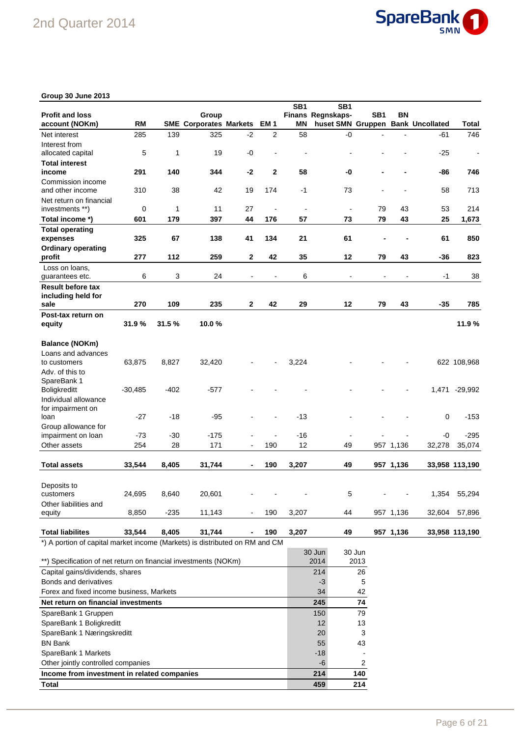**Group 30 June 2013**

| Profit and loss account (NOKm) | RM | SME | Group Corporates | Markets | EM 1 | SB1 Finans MN | SB1 Regnskaps-huset SMN | SB1 Gruppen | BN Bank | Uncollated | Total |
|---|---|---|---|---|---|---|---|---|---|---|---|
| Net interest | 285 | 139 | 325 | -2 | 2 | 58 | -0 | - | - | -61 | 746 |
| Interest from allocated capital | 5 | 1 | 19 | -0 | - | - | - | - | - | -25 | - |
| **Total interest income** | **291** | **140** | **344** | **-2** | **2** | **58** | **-0** | **-** | **-** | **-86** | **746** |
| Commission income and other income | 310 | 38 | 42 | 19 | 174 | -1 | 73 | - | - | 58 | 713 |
| Net return on financial investments **) | 0 | 1 | 11 | 27 | - | - | - | 79 | 43 | 53 | 214 |
| **Total income *)** | **601** | **179** | **397** | **44** | **176** | **57** | **73** | **79** | **43** | **25** | **1,673** |
| **Total operating expenses** | **325** | **67** | **138** | **41** | **134** | **21** | **61** | **-** | **-** | **61** | **850** |
| **Ordinary operating profit** | **277** | **112** | **259** | **2** | **42** | **35** | **12** | **79** | **43** | **-36** | **823** |
| Loss on loans, guarantees etc. | 6 | 3 | 24 | - | - | 6 | - | - | - | -1 | 38 |
| **Result before tax including held for sale** | **270** | **109** | **235** | **2** | **42** | **29** | **12** | **79** | **43** | **-35** | **785** |
| **Post-tax return on equity** | **31.9 %** | **31.5 %** | **10.0 %** | | | | | | | | **11.9 %** |
| | | | | | | | | | | | |
| **Balance (NOKm)** | | | | | | | | | | | |
| Loans and advances to customers | 63,875 | 8,827 | 32,420 | - | - | 3,224 | - | - | - | 622 | 108,968 |
| Adv. of this to SpareBank 1 Boligkreditt | -30,485 | -402 | -577 | - | - | - | - | - | - | 1,471 | -29,992 |
| Individual allowance for impairment on loan | -27 | -18 | -95 | - | - | -13 | - | - | - | 0 | -153 |
| Group allowance for impairment on loan | -73 | -30 | -175 | - | - | -16 | - | - | - | -0 | -295 |
| Other assets | 254 | 28 | 171 | - | 190 | 12 | 49 | 957 | 1,136 | 32,278 | 35,074 |
| **Total assets** | **33,544** | **8,405** | **31,744** | **-** | **190** | **3,207** | **49** | **957** | **1,136** | **33,958** | **113,190** |
| | | | | | | | | | | | |
| Deposits to customers | 24,695 | 8,640 | 20,601 | - | - | - | 5 | - | - | 1,354 | 55,294 |
| Other liabilities and equity | 8,850 | -235 | 11,143 | - | 190 | 3,207 | 44 | 957 | 1,136 | 32,604 | 57,896 |
| **Total liabilites** | **33,544** | **8,405** | **31,744** | **-** | **190** | **3,207** | **49** | **957** | **1,136** | **33,958** | **113,190** |

*) A portion of capital market income (Markets) is distributed on RM and CM

| **) Specification of net return on financial investments (NOKm) | 30 Jun 2014 | 30 Jun 2013 |
|---|---|---|
| Capital gains/dividends, shares | 214 | 26 |
| Bonds and derivatives | -3 | 5 |
| Forex and fixed income business, Markets | 34 | 42 |
| **Net return on financial investments** | **245** | **74** |
| SpareBank 1 Gruppen | 150 | 79 |
| SpareBank 1 Boligkreditt | 12 | 13 |
| SpareBank 1 Næringskreditt | 20 | 3 |
| BN Bank | 55 | 43 |
| SpareBank 1 Markets | -18 | - |
| Other jointly controlled companies | -6 | 2 |
| **Income from investment in related companies** | **214** | **140** |
| **Total** | **459** | **214** |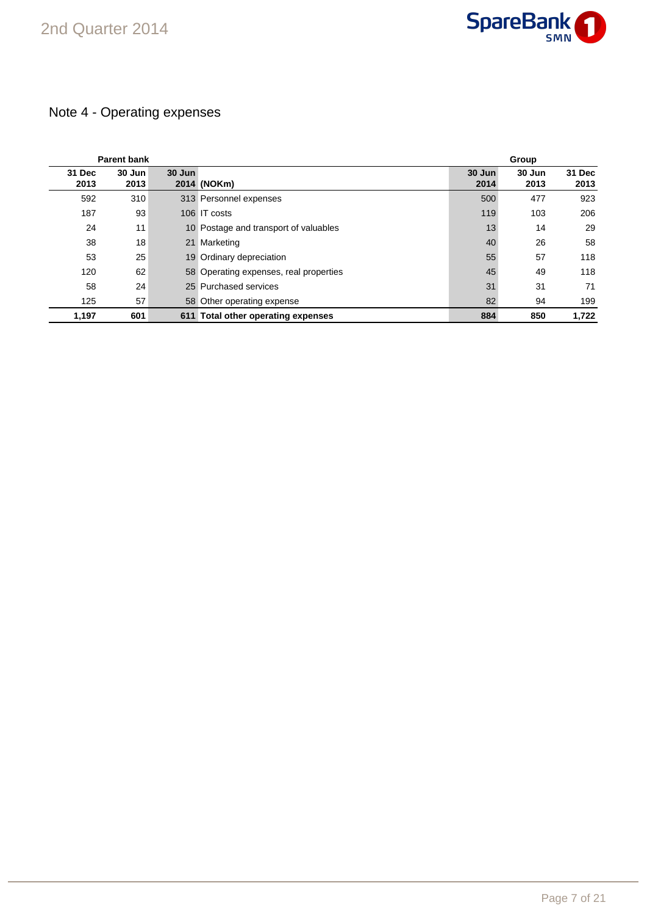## Note 4 - Operating expenses

| Parent bank | | | | Group | | |
|---|---|---|---|---|---|---|
| 31 Dec 2013 | 30 Jun 2013 | 30 Jun 2014 | (NOKm) | 30 Jun 2014 | 30 Jun 2013 | 31 Dec 2013 |
| 592 | 310 | 313 | Personnel expenses | 500 | 477 | 923 |
| 187 | 93 | 106 | IT costs | 119 | 103 | 206 |
| 24 | 11 | 10 | Postage and transport of valuables | 13 | 14 | 29 |
| 38 | 18 | 21 | Marketing | 40 | 26 | 58 |
| 53 | 25 | 19 | Ordinary depreciation | 55 | 57 | 118 |
| 120 | 62 | 58 | Operating expenses, real properties | 45 | 49 | 118 |
| 58 | 24 | 25 | Purchased services | 31 | 31 | 71 |
| 125 | 57 | 58 | Other operating expense | 82 | 94 | 199 |
| **1,197** | **601** | **611** | **Total other operating expenses** | **884** | **850** | **1,722** |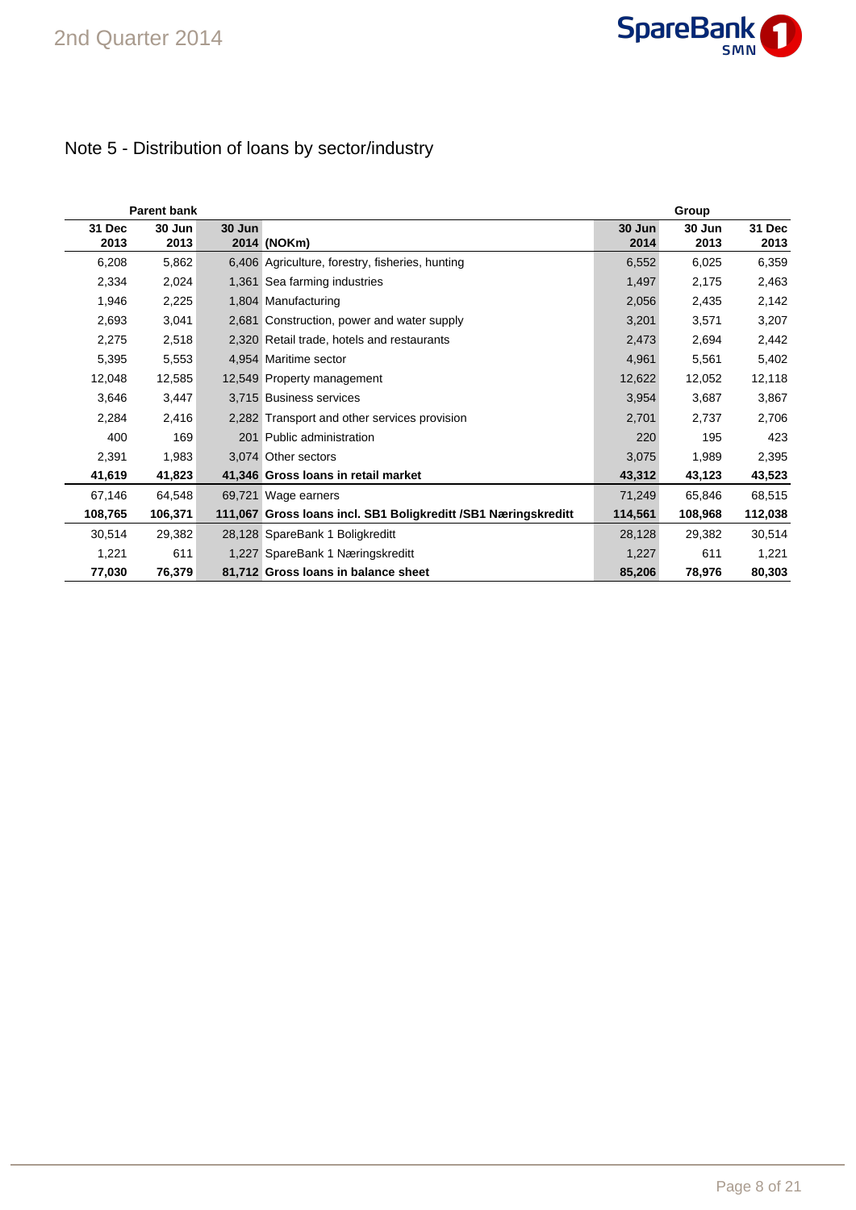# Note 5 - Distribution of loans by sector/industry

| Parent bank | | | | Group | | |
|---|---|---|---|---|---|---|
| 31 Dec 2013 | 30 Jun 2013 | 30 Jun 2014 | (NOKm) | 30 Jun 2014 | 30 Jun 2013 | 31 Dec 2013 |
| 6,208 | 5,862 | 6,406 | Agriculture, forestry, fisheries, hunting | 6,552 | 6,025 | 6,359 |
| 2,334 | 2,024 | 1,361 | Sea farming industries | 1,497 | 2,175 | 2,463 |
| 1,946 | 2,225 | 1,804 | Manufacturing | 2,056 | 2,435 | 2,142 |
| 2,693 | 3,041 | 2,681 | Construction, power and water supply | 3,201 | 3,571 | 3,207 |
| 2,275 | 2,518 | 2,320 | Retail trade, hotels and restaurants | 2,473 | 2,694 | 2,442 |
| 5,395 | 5,553 | 4,954 | Maritime sector | 4,961 | 5,561 | 5,402 |
| 12,048 | 12,585 | 12,549 | Property management | 12,622 | 12,052 | 12,118 |
| 3,646 | 3,447 | 3,715 | Business services | 3,954 | 3,687 | 3,867 |
| 2,284 | 2,416 | 2,282 | Transport and other services provision | 2,701 | 2,737 | 2,706 |
| 400 | 169 | 201 | Public administration | 220 | 195 | 423 |
| 2,391 | 1,983 | 3,074 | Other sectors | 3,075 | 1,989 | 2,395 |
| **41,619** | **41,823** | **41,346** | **Gross loans in retail market** | **43,312** | **43,123** | **43,523** |
| 67,146 | 64,548 | 69,721 | Wage earners | 71,249 | 65,846 | 68,515 |
| **108,765** | **106,371** | **111,067** | **Gross loans incl. SB1 Boligkreditt /SB1 Næringskreditt** | **114,561** | **108,968** | **112,038** |
| 30,514 | 29,382 | 28,128 | SpareBank 1 Boligkreditt | 28,128 | 29,382 | 30,514 |
| 1,221 | 611 | 1,227 | SpareBank 1 Næringskreditt | 1,227 | 611 | 1,221 |
| **77,030** | **76,379** | **81,712** | **Gross loans in balance sheet** | **85,206** | **78,976** | **80,303** |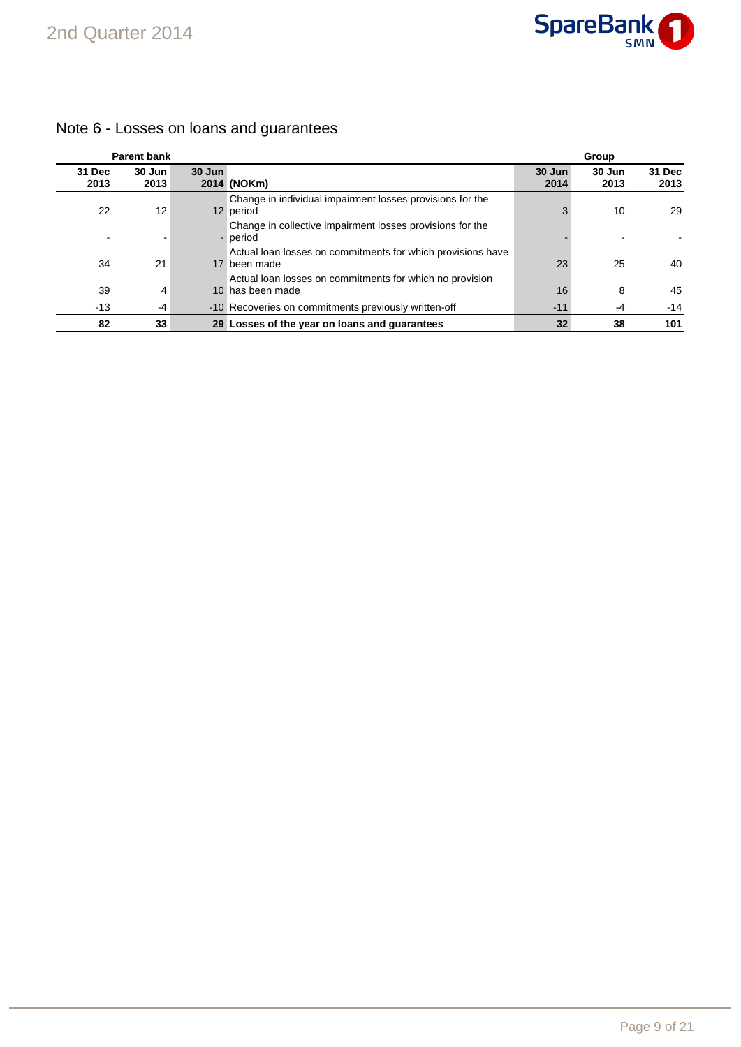# Note 6 - Losses on loans and guarantees

| Parent bank | | | | Group | | |
|---|---|---|---|---|---|---|
| **31 Dec 2013** | **30 Jun 2013** | **30 Jun 2014** | **(NOKm)** | **30 Jun 2014** | **30 Jun 2013** | **31 Dec 2013** |
| 22 | 12 | 12 | Change in individual impairment losses provisions for the period | 3 | 10 | 29 |
| - | - | - | Change in collective impairment losses provisions for the period | - | - | - |
| 34 | 21 | 17 | Actual loan losses on commitments for which provisions have been made | 23 | 25 | 40 |
| 39 | 4 | 10 | Actual loan losses on commitments for which no provision has been made | 16 | 8 | 45 |
| -13 | -4 | -10 | Recoveries on commitments previously written-off | -11 | -4 | -14 |
| **82** | **33** | **29** | **Losses of the year on loans and guarantees** | **32** | **38** | **101** |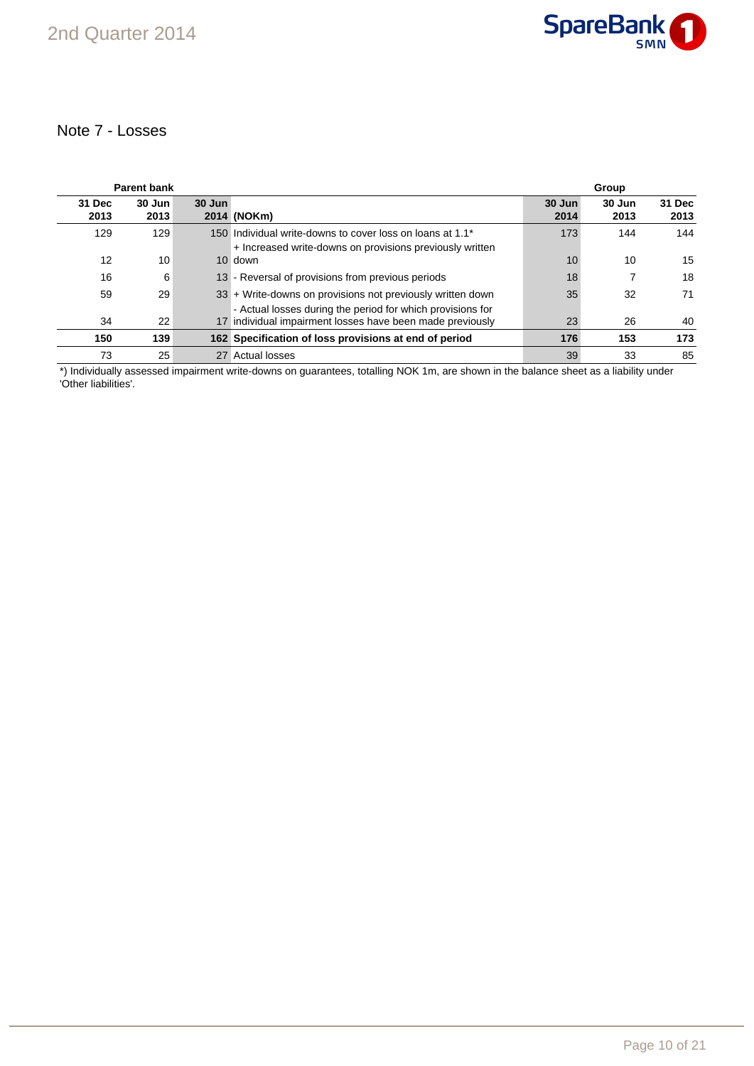## Note 7 - Losses

| Parent bank | | | | Group | | |
|---|---|---|---|---|---|---|
| 31 Dec 2013 | 30 Jun 2013 | 30 Jun 2014 | (NOKm) | 30 Jun 2014 | 30 Jun 2013 | 31 Dec 2013 |
| 129 | 129 | 150 | Individual write-downs to cover loss on loans at 1.1* | 173 | 144 | 144 |
| 12 | 10 | 10 | + Increased write-downs on provisions previously written down | 10 | 10 | 15 |
| 16 | 6 | 13 | - Reversal of provisions from previous periods | 18 | 7 | 18 |
| 59 | 29 | 33 | + Write-downs on provisions not previously written down | 35 | 32 | 71 |
| 34 | 22 | 17 | - Actual losses during the period for which provisions for individual impairment losses have been made previously | 23 | 26 | 40 |
| **150** | **139** | **162** | **Specification of loss provisions at end of period** | **176** | **153** | **173** |
| 73 | 25 | 27 | Actual losses | 39 | 33 | 85 |

*) Individually assessed impairment write-downs on guarantees, totalling NOK 1m, are shown in the balance sheet as a liability under 'Other liabilities'.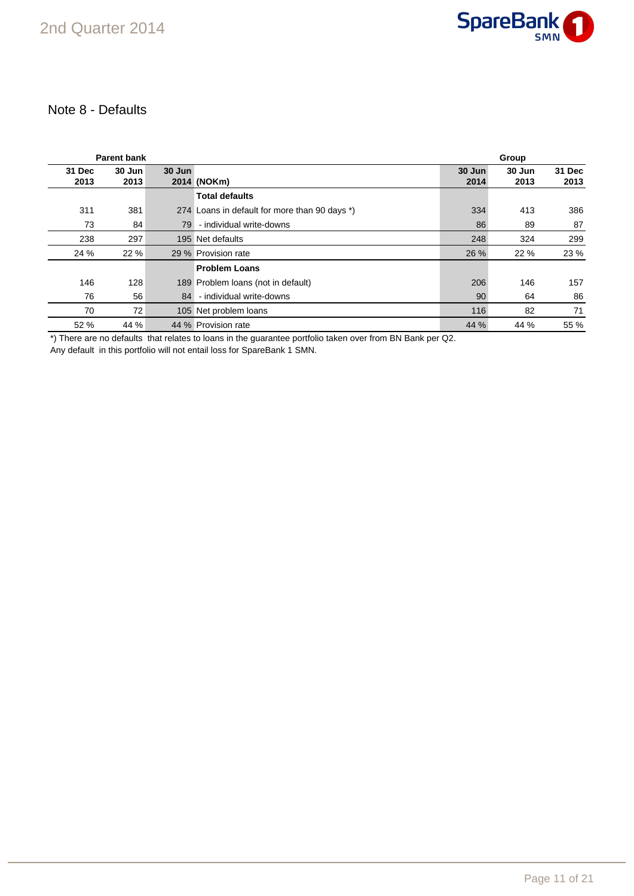## Note 8 - Defaults

| Parent bank | | | | Group | | |
|---|---|---|---|---|---|---|
| 31 Dec 2013 | 30 Jun 2013 | 30 Jun 2014 | (NOKm) | 30 Jun 2014 | 30 Jun 2013 | 31 Dec 2013 |
| | | | **Total defaults** | | | |
| 311 | 381 | 274 | Loans in default for more than 90 days *) | 334 | 413 | 386 |
| 73 | 84 | 79 | - individual write-downs | 86 | 89 | 87 |
| 238 | 297 | 195 | Net defaults | 248 | 324 | 299 |
| 24 % | 22 % | 29 % | Provision rate | 26 % | 22 % | 23 % |
| | | | **Problem Loans** | | | |
| 146 | 128 | 189 | Problem loans (not in default) | 206 | 146 | 157 |
| 76 | 56 | 84 | - individual write-downs | 90 | 64 | 86 |
| 70 | 72 | 105 | Net problem loans | 116 | 82 | 71 |
| 52 % | 44 % | 44 % | Provision rate | 44 % | 44 % | 55 % |

*) There are no defaults that relates to loans in the guarantee portfolio taken over from BN Bank per Q2.
Any default in this portfolio will not entail loss for SpareBank 1 SMN.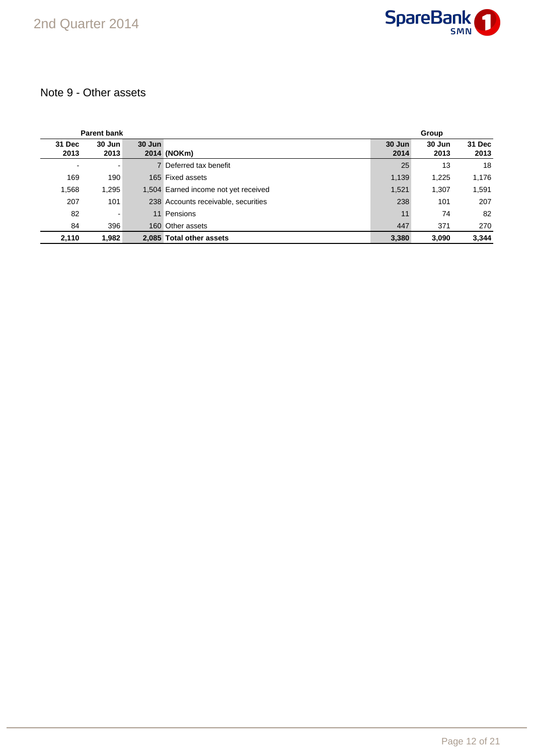## Note 9 - Other assets

| Parent bank | | | | Group | | |
|---|---|---|---|---|---|---|
| 31 Dec 2013 | 30 Jun 2013 | 30 Jun 2014 | (NOKm) | 30 Jun 2014 | 30 Jun 2013 | 31 Dec 2013 |
| - | - | 7 | Deferred tax benefit | 25 | 13 | 18 |
| 169 | 190 | 165 | Fixed assets | 1,139 | 1,225 | 1,176 |
| 1,568 | 1,295 | 1,504 | Earned income not yet received | 1,521 | 1,307 | 1,591 |
| 207 | 101 | 238 | Accounts receivable, securities | 238 | 101 | 207 |
| 82 | - | 11 | Pensions | 11 | 74 | 82 |
| 84 | 396 | 160 | Other assets | 447 | 371 | 270 |
| **2,110** | **1,982** | **2,085** | **Total other assets** | **3,380** | **3,090** | **3,344** |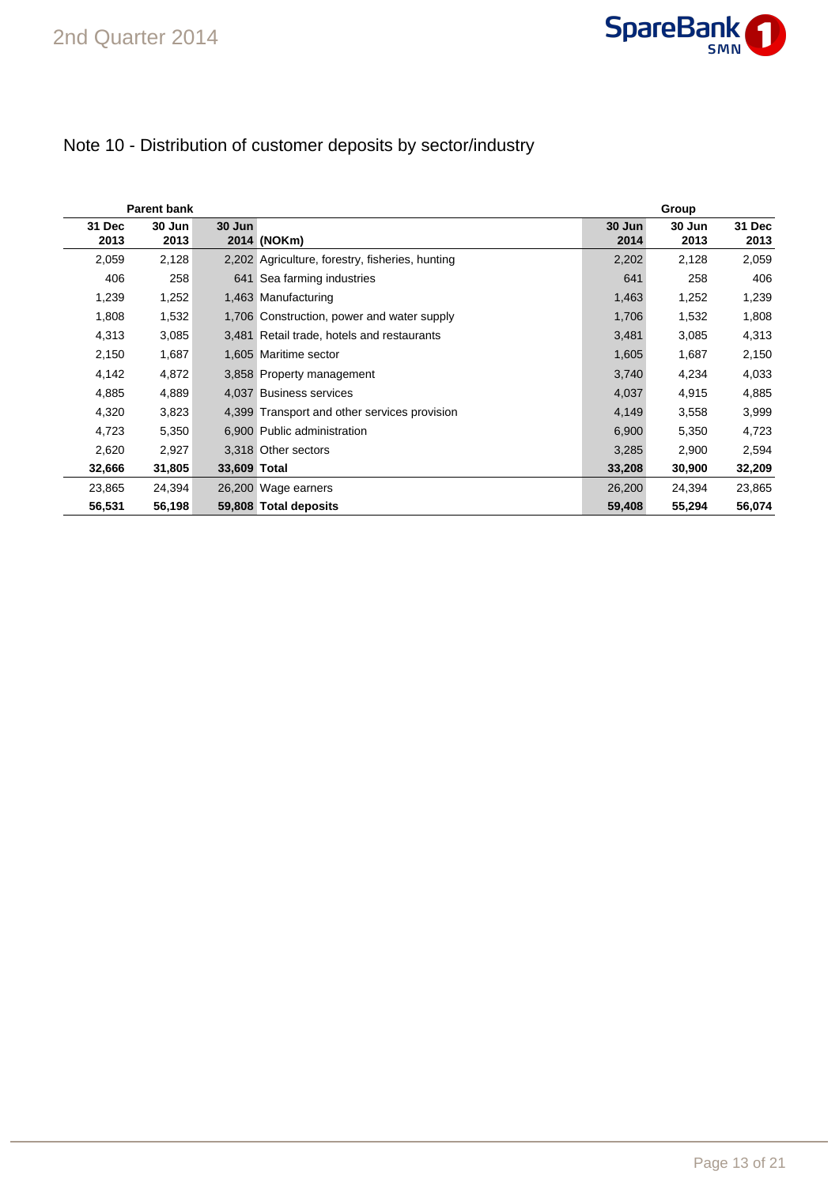## Note 10 - Distribution of customer deposits by sector/industry

| Parent bank | | | | Group | | |
|---|---|---|---|---|---|---|
| 31 Dec 2013 | 30 Jun 2013 | 30 Jun 2014 | (NOKm) | 30 Jun 2014 | 30 Jun 2013 | 31 Dec 2013 |
| 2,059 | 2,128 | 2,202 | Agriculture, forestry, fisheries, hunting | 2,202 | 2,128 | 2,059 |
| 406 | 258 | 641 | Sea farming industries | 641 | 258 | 406 |
| 1,239 | 1,252 | 1,463 | Manufacturing | 1,463 | 1,252 | 1,239 |
| 1,808 | 1,532 | 1,706 | Construction, power and water supply | 1,706 | 1,532 | 1,808 |
| 4,313 | 3,085 | 3,481 | Retail trade, hotels and restaurants | 3,481 | 3,085 | 4,313 |
| 2,150 | 1,687 | 1,605 | Maritime sector | 1,605 | 1,687 | 2,150 |
| 4,142 | 4,872 | 3,858 | Property management | 3,740 | 4,234 | 4,033 |
| 4,885 | 4,889 | 4,037 | Business services | 4,037 | 4,915 | 4,885 |
| 4,320 | 3,823 | 4,399 | Transport and other services provision | 4,149 | 3,558 | 3,999 |
| 4,723 | 5,350 | 6,900 | Public administration | 6,900 | 5,350 | 4,723 |
| 2,620 | 2,927 | 3,318 | Other sectors | 3,285 | 2,900 | 2,594 |
| **32,666** | **31,805** | **33,609** | **Total** | **33,208** | **30,900** | **32,209** |
| 23,865 | 24,394 | 26,200 | Wage earners | 26,200 | 24,394 | 23,865 |
| **56,531** | **56,198** | **59,808** | **Total deposits** | **59,408** | **55,294** | **56,074** |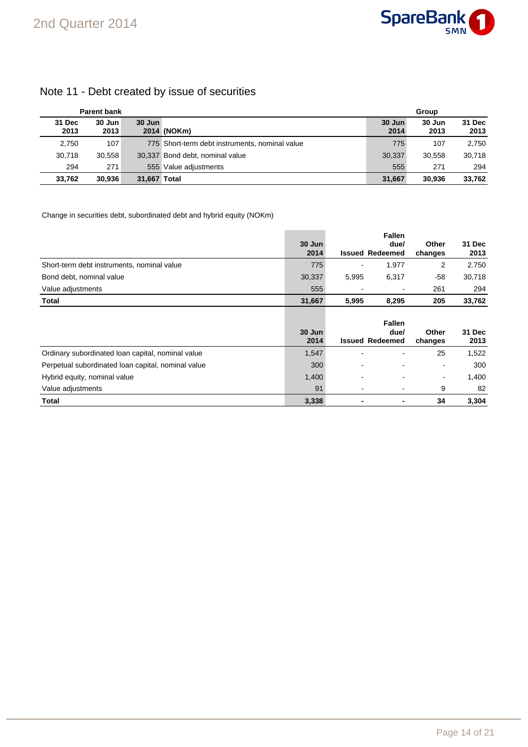## Note 11 - Debt created by issue of securities

| Parent bank | | | | Group | | |
|---|---|---|---|---|---|---|
| 31 Dec 2013 | 30 Jun 2013 | 30 Jun 2014 | (NOKm) | 30 Jun 2014 | 30 Jun 2013 | 31 Dec 2013 |
| 2,750 | 107 | 775 | Short-term debt instruments, nominal value | 775 | 107 | 2,750 |
| 30,718 | 30,558 | 30,337 | Bond debt, nominal value | 30,337 | 30,558 | 30,718 |
| 294 | 271 | 555 | Value adjustments | 555 | 271 | 294 |
| **33,762** | **30,936** | **31,667** | **Total** | **31,667** | **30,936** | **33,762** |

Change in securities debt, subordinated debt and hybrid equity (NOKm)

| | 30 Jun 2014 | Issued | Fallen due/ Redeemed | Other changes | 31 Dec 2013 |
|---|---|---|---|---|---|
| Short-term debt instruments, nominal value | 775 | - | 1.977 | 2 | 2.750 |
| Bond debt, nominal value | 30,337 | 5,995 | 6,317 | -58 | 30,718 |
| Value adjustments | 555 | - | - | 261 | 294 |
| **Total** | **31,667** | **5,995** | **8,295** | **205** | **33,762** |

| | 30 Jun 2014 | Issued | Fallen due/ Redeemed | Other changes | 31 Dec 2013 |
|---|---|---|---|---|---|
| Ordinary subordinated loan capital, nominal value | 1,547 | - | - | 25 | 1,522 |
| Perpetual subordinated loan capital, nominal value | 300 | - | - | - | 300 |
| Hybrid equity, nominal value | 1,400 | - | - | - | 1,400 |
| Value adjustments | 91 | - | - | 9 | 82 |
| **Total** | **3,338** | **-** | **-** | **34** | **3,304** |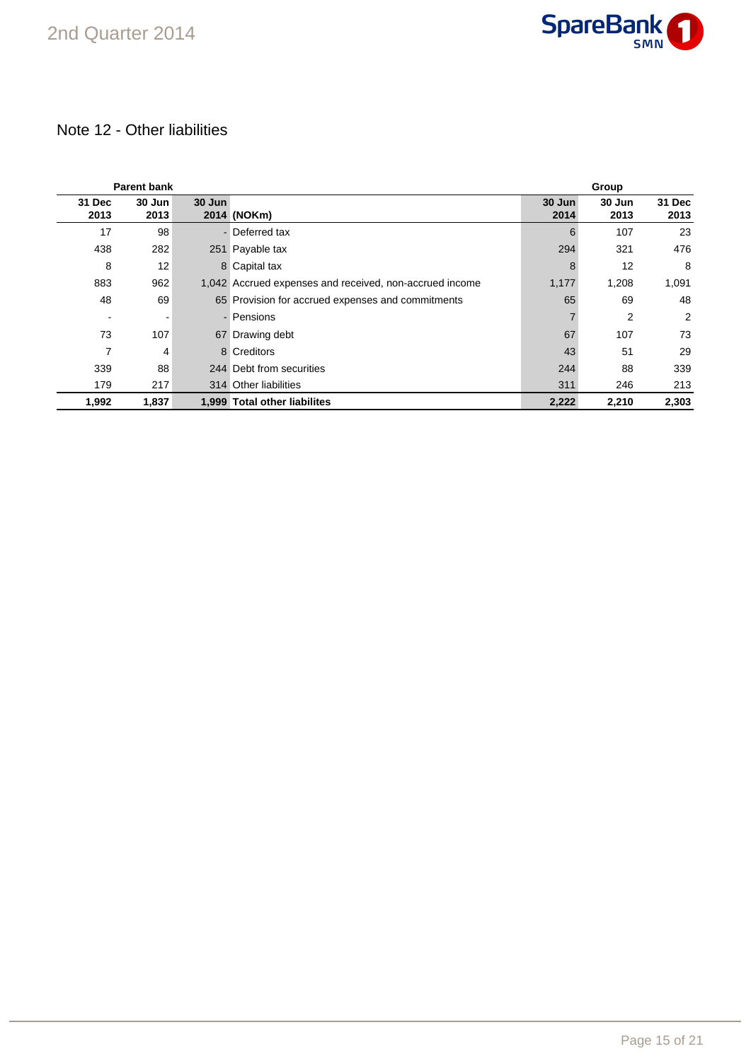## Note 12 - Other liabilities

| Parent bank | | | | Group | | |
|---|---|---|---|---|---|---|
| 31 Dec 2013 | 30 Jun 2013 | 30 Jun 2014 | (NOKm) | 30 Jun 2014 | 30 Jun 2013 | 31 Dec 2013 |
| 17 | 98 | - | Deferred tax | 6 | 107 | 23 |
| 438 | 282 | 251 | Payable tax | 294 | 321 | 476 |
| 8 | 12 | 8 | Capital tax | 8 | 12 | 8 |
| 883 | 962 | 1,042 | Accrued expenses and received, non-accrued income | 1,177 | 1,208 | 1,091 |
| 48 | 69 | 65 | Provision for accrued expenses and commitments | 65 | 69 | 48 |
| - | - | - | Pensions | 7 | 2 | 2 |
| 73 | 107 | 67 | Drawing debt | 67 | 107 | 73 |
| 7 | 4 | 8 | Creditors | 43 | 51 | 29 |
| 339 | 88 | 244 | Debt from securities | 244 | 88 | 339 |
| 179 | 217 | 314 | Other liabilities | 311 | 246 | 213 |
| **1,992** | **1,837** | **1,999** | **Total other liabilites** | **2,222** | **2,210** | **2,303** |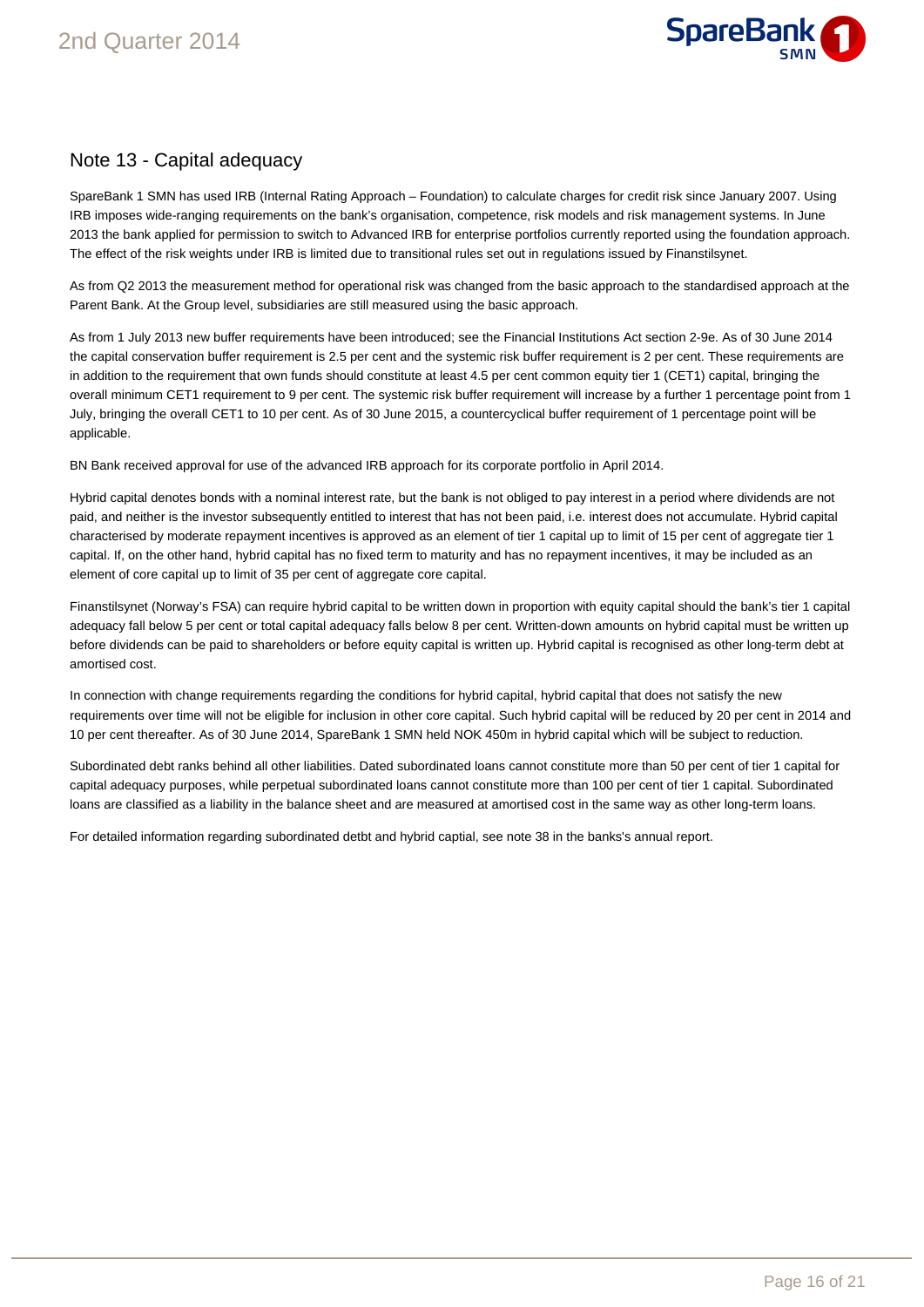## Note 13 - Capital adequacy

SpareBank 1 SMN has used IRB (Internal Rating Approach – Foundation) to calculate charges for credit risk since January 2007. Using IRB imposes wide-ranging requirements on the bank's organisation, competence, risk models and risk management systems. In June 2013 the bank applied for permission to switch to Advanced IRB for enterprise portfolios currently reported using the foundation approach. The effect of the risk weights under IRB is limited due to transitional rules set out in regulations issued by Finanstilsynet.

As from Q2 2013 the measurement method for operational risk was changed from the basic approach to the standardised approach at the Parent Bank. At the Group level, subsidiaries are still measured using the basic approach.

As from 1 July 2013 new buffer requirements have been introduced; see the Financial Institutions Act section 2-9e. As of 30 June 2014 the capital conservation buffer requirement is 2.5 per cent and the systemic risk buffer requirement is 2 per cent. These requirements are in addition to the requirement that own funds should constitute at least 4.5 per cent common equity tier 1 (CET1) capital, bringing the overall minimum CET1 requirement to 9 per cent. The systemic risk buffer requirement will increase by a further 1 percentage point from 1 July, bringing the overall CET1 to 10 per cent. As of 30 June 2015, a countercyclical buffer requirement of 1 percentage point will be applicable.

BN Bank received approval for use of the advanced IRB approach for its corporate portfolio in April 2014.

Hybrid capital denotes bonds with a nominal interest rate, but the bank is not obliged to pay interest in a period where dividends are not paid, and neither is the investor subsequently entitled to interest that has not been paid, i.e. interest does not accumulate. Hybrid capital characterised by moderate repayment incentives is approved as an element of tier 1 capital up to limit of 15 per cent of aggregate tier 1 capital. If, on the other hand, hybrid capital has no fixed term to maturity and has no repayment incentives, it may be included as an element of core capital up to limit of 35 per cent of aggregate core capital.

Finanstilsynet (Norway's FSA) can require hybrid capital to be written down in proportion with equity capital should the bank's tier 1 capital adequacy fall below 5 per cent or total capital adequacy falls below 8 per cent. Written-down amounts on hybrid capital must be written up before dividends can be paid to shareholders or before equity capital is written up. Hybrid capital is recognised as other long-term debt at amortised cost.

In connection with change requirements regarding the conditions for hybrid capital, hybrid capital that does not satisfy the new requirements over time will not be eligible for inclusion in other core capital. Such hybrid capital will be reduced by 20 per cent in 2014 and 10 per cent thereafter. As of 30 June 2014, SpareBank 1 SMN held NOK 450m in hybrid capital which will be subject to reduction.

Subordinated debt ranks behind all other liabilities. Dated subordinated loans cannot constitute more than 50 per cent of tier 1 capital for capital adequacy purposes, while perpetual subordinated loans cannot constitute more than 100 per cent of tier 1 capital. Subordinated loans are classified as a liability in the balance sheet and are measured at amortised cost in the same way as other long-term loans.

For detailed information regarding subordinated detbt and hybrid captial, see note 38 in the banks's annual report.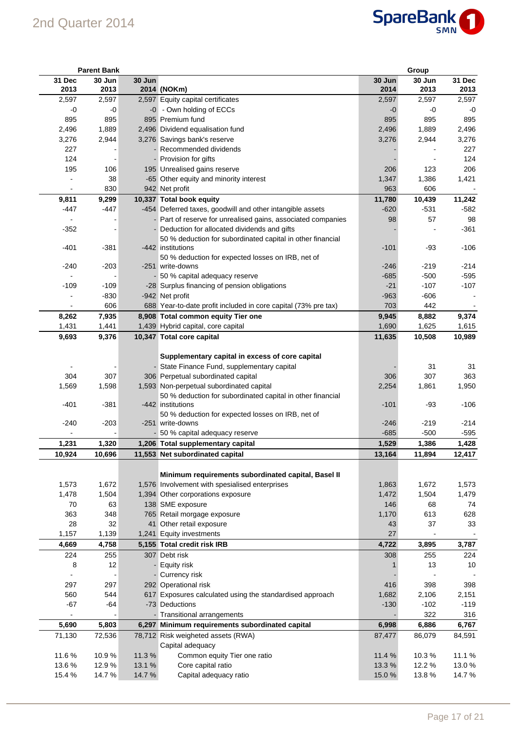| Parent Bank | | | | Group | | |
|---|---|---|---|---|---|---|
| 31 Dec 2013 | 30 Jun 2013 | 30 Jun 2014 | (NOKm) | 30 Jun 2014 | 30 Jun 2013 | 31 Dec 2013 |
| 2,597 | 2,597 | 2,597 | Equity capital certificates | 2,597 | 2,597 | 2,597 |
| -0 | -0 | -0 | - Own holding of ECCs | -0 | -0 | -0 |
| 895 | 895 | 895 | Premium fund | 895 | 895 | 895 |
| 2,496 | 1,889 | 2,496 | Dividend equalisation fund | 2,496 | 1,889 | 2,496 |
| 3,276 | 2,944 | 3,276 | Savings bank's reserve | 3,276 | 2,944 | 3,276 |
| 227 | - | - | Recommended dividends | - | - | 227 |
| 124 | - | - | Provision for gifts | - | - | 124 |
| 195 | 106 | 195 | Unrealised gains reserve | 206 | 123 | 206 |
| - | 38 | -65 | Other equity and minority interest | 1,347 | 1,386 | 1,421 |
| - | 830 | 942 | Net profit | 963 | 606 | - |
| **9,811** | **9,299** | **10,337** | **Total book equity** | **11,780** | **10,439** | **11,242** |
| -447 | -447 | -454 | Deferred taxes, goodwill and other intangible assets | -620 | -531 | -582 |
| - | - | - | Part of reserve for unrealised gains, associated companies | 98 | 57 | 98 |
| -352 | - | - | Deduction for allocated dividends and gifts | - | - | -361 |
| -401 | -381 | -442 | 50 % deduction for subordinated capital in other financial institutions | -101 | -93 | -106 |
| -240 | -203 | -251 | 50 % deduction for expected losses on IRB, net of write-downs | -246 | -219 | -214 |
| - | - | - | 50 % capital adequacy reserve | -685 | -500 | -595 |
| -109 | -109 | -28 | Surplus financing of pension obligations | -21 | -107 | -107 |
| - | -830 | -942 | Net profit | -963 | -606 | - |
| - | 606 | 688 | Year-to-date profit included in core capital (73% pre tax) | 703 | 442 | - |
| **8,262** | **7,935** | **8,908** | **Total common equity Tier one** | **9,945** | **8,882** | **9,374** |
| 1,431 | 1,441 | 1,439 | Hybrid capital, core capital | 1,690 | 1,625 | 1,615 |
| **9,693** | **9,376** | **10,347** | **Total core capital** | **11,635** | **10,508** | **10,989** |
| | | | | | | |
| | | | **Supplementary capital in excess of core capital** | | | |
| - | - | - | State Finance Fund, supplementary capital | - | 31 | 31 |
| 304 | 307 | 306 | Perpetual subordinated capital | 306 | 307 | 363 |
| 1,569 | 1,598 | 1,593 | Non-perpetual subordinated capital | 2,254 | 1,861 | 1,950 |
| -401 | -381 | -442 | 50 % deduction for subordinated capital in other financial institutions | -101 | -93 | -106 |
| -240 | -203 | -251 | 50 % deduction for expected losses on IRB, net of write-downs | -246 | -219 | -214 |
| - | - | - | 50 % capital adequacy reserve | -685 | -500 | -595 |
| **1,231** | **1,320** | **1,206** | **Total supplementary capital** | **1,529** | **1,386** | **1,428** |
| **10,924** | **10,696** | **11,553** | **Net subordinated capital** | **13,164** | **11,894** | **12,417** |
| | | | | | | |
| | | | **Minimum requirements subordinated capital, Basel II** | | | |
| 1,573 | 1,672 | 1,576 | Involvement with spesialised enterprises | 1,863 | 1,672 | 1,573 |
| 1,478 | 1,504 | 1,394 | Other corporations exposure | 1,472 | 1,504 | 1,479 |
| 70 | 63 | 138 | SME exposure | 146 | 68 | 74 |
| 363 | 348 | 765 | Retail morgage exposure | 1,170 | 613 | 628 |
| 28 | 32 | 41 | Other retail exposure | 43 | 37 | 33 |
| 1,157 | 1,139 | 1,241 | Equity investments | 27 | - | - |
| **4,669** | **4,758** | **5,155** | **Total credit risk IRB** | **4,722** | **3,895** | **3,787** |
| 224 | 255 | 307 | Debt risk | 308 | 255 | 224 |
| 8 | 12 | - | Equity risk | 1 | 13 | 10 |
| - | - | - | Currency risk | - | - | - |
| 297 | 297 | 292 | Operational risk | 416 | 398 | 398 |
| 560 | 544 | 617 | Exposures calculated using the standardised approach | 1,682 | 2,106 | 2,151 |
| -67 | -64 | -73 | Deductions | -130 | -102 | -119 |
| - | - | - | Transitional arrangements | - | 322 | 316 |
| **5,690** | **5,803** | **6,297** | **Minimum requirements subordinated capital** | **6,998** | **6,886** | **6,767** |
| 71,130 | 72,536 | 78,712 | Risk weigheted assets (RWA) | 87,477 | 86,079 | 84,591 |
| | | | Capital adequacy | | | |
| 11.6 % | 10.9 % | 11.3 % | Common equity Tier one ratio | 11.4 % | 10.3 % | 11.1 % |
| 13.6 % | 12.9 % | 13.1 % | Core capital ratio | 13.3 % | 12.2 % | 13.0 % |
| 15.4 % | 14.7 % | 14.7 % | Capital adequacy ratio | 15.0 % | 13.8 % | 14.7 % |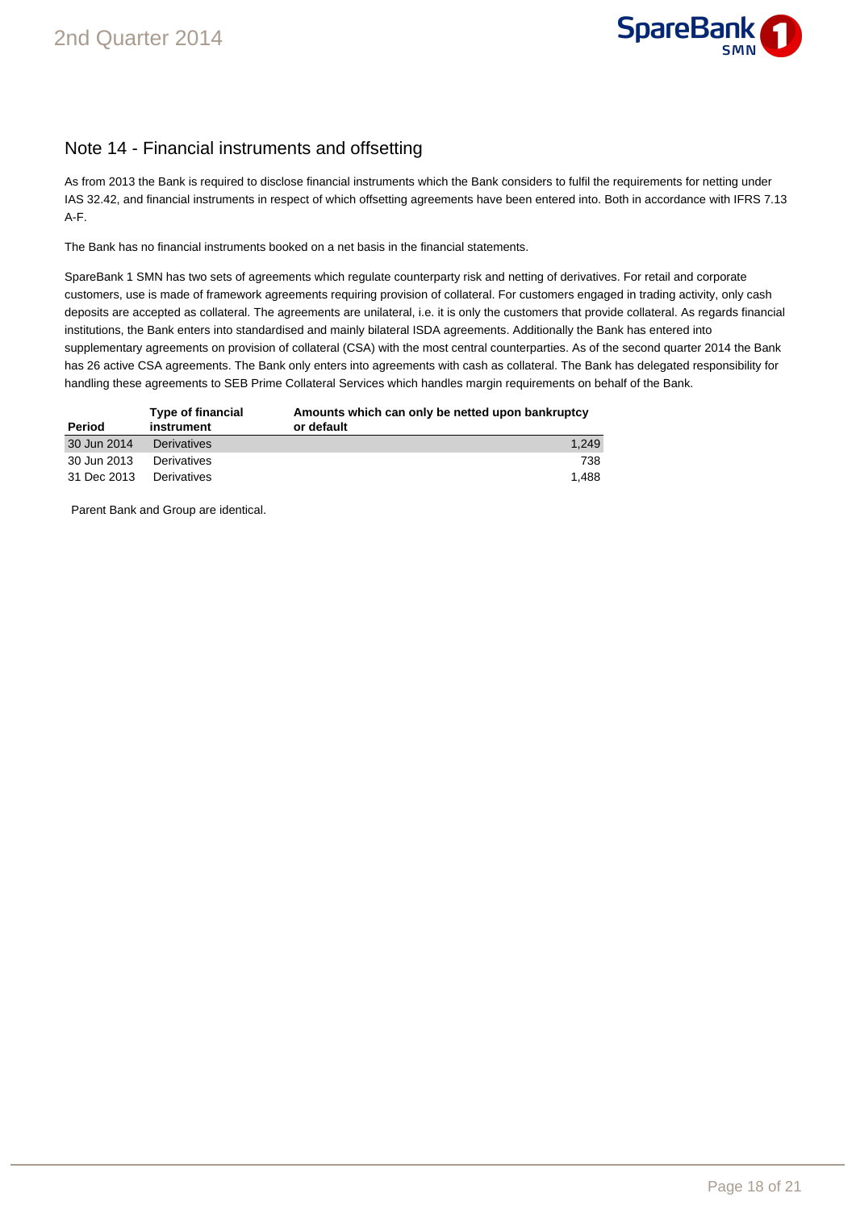## Note 14 - Financial instruments and offsetting

As from 2013 the Bank is required to disclose financial instruments which the Bank considers to fulfil the requirements for netting under IAS 32.42, and financial instruments in respect of which offsetting agreements have been entered into. Both in accordance with IFRS 7.13 A-F.

The Bank has no financial instruments booked on a net basis in the financial statements.

SpareBank 1 SMN has two sets of agreements which regulate counterparty risk and netting of derivatives. For retail and corporate customers, use is made of framework agreements requiring provision of collateral. For customers engaged in trading activity, only cash deposits are accepted as collateral. The agreements are unilateral, i.e. it is only the customers that provide collateral. As regards financial institutions, the Bank enters into standardised and mainly bilateral ISDA agreements. Additionally the Bank has entered into supplementary agreements on provision of collateral (CSA) with the most central counterparties. As of the second quarter 2014 the Bank has 26 active CSA agreements. The Bank only enters into agreements with cash as collateral. The Bank has delegated responsibility for handling these agreements to SEB Prime Collateral Services which handles margin requirements on behalf of the Bank.

| Period | Type of financial instrument | Amounts which can only be netted upon bankruptcy or default |
|---|---|---:|
| 30 Jun 2014 | Derivatives | 1,249 |
| 30 Jun 2013 | Derivatives | 738 |
| 31 Dec 2013 | Derivatives | 1,488 |

Parent Bank and Group are identical.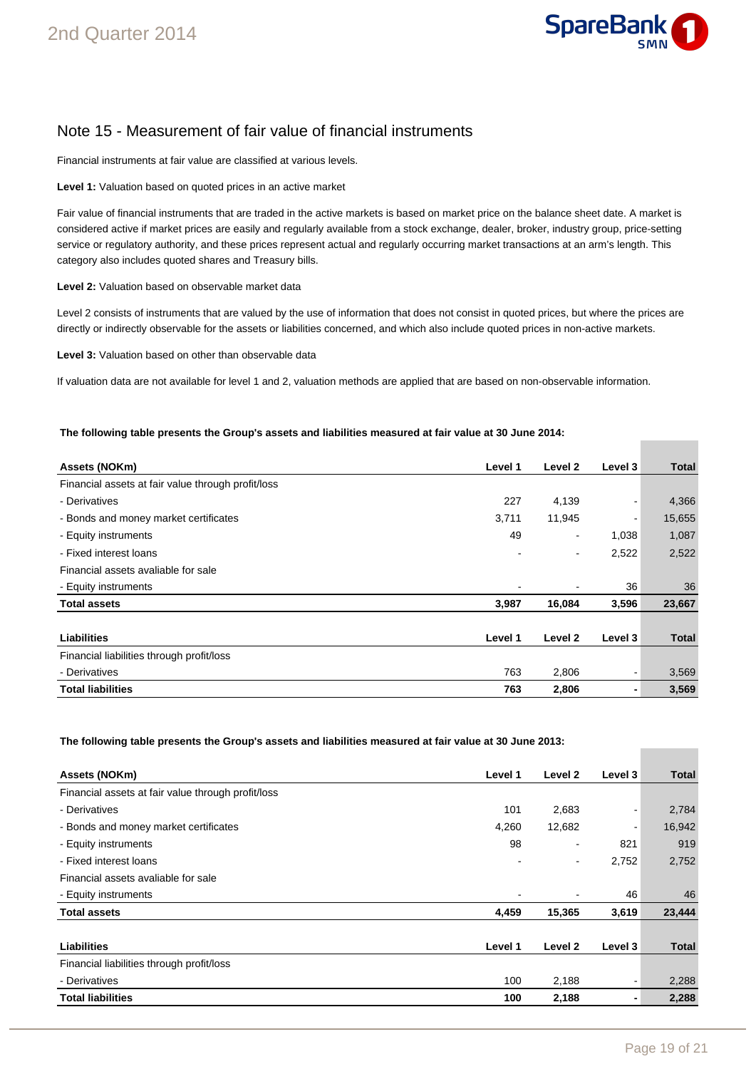## Note 15 - Measurement of fair value of financial instruments

Financial instruments at fair value are classified at various levels.

**Level 1:** Valuation based on quoted prices in an active market

Fair value of financial instruments that are traded in the active markets is based on market price on the balance sheet date. A market is considered active if market prices are easily and regularly available from a stock exchange, dealer, broker, industry group, price-setting service or regulatory authority, and these prices represent actual and regularly occurring market transactions at an arm's length. This category also includes quoted shares and Treasury bills.

**Level 2:** Valuation based on observable market data

Level 2 consists of instruments that are valued by the use of information that does not consist in quoted prices, but where the prices are directly or indirectly observable for the assets or liabilities concerned, and which also include quoted prices in non-active markets.

**Level 3:** Valuation based on other than observable data

If valuation data are not available for level 1 and 2, valuation methods are applied that are based on non-observable information.

**The following table presents the Group's assets and liabilities measured at fair value at 30 June 2014:**

| Assets (NOKm) | Level 1 | Level 2 | Level 3 | Total |
|---|---|---|---|---|
| Financial assets at fair value through profit/loss | | | | |
| - Derivatives | 227 | 4,139 | - | 4,366 |
| - Bonds and money market certificates | 3,711 | 11,945 | - | 15,655 |
| - Equity instruments | 49 | - | 1,038 | 1,087 |
| - Fixed interest loans | - | - | 2,522 | 2,522 |
| Financial assets avaliable for sale | | | | |
| - Equity instruments | - | - | 36 | 36 |
| **Total assets** | **3,987** | **16,084** | **3,596** | **23,667** |

| Liabilities | Level 1 | Level 2 | Level 3 | Total |
|---|---|---|---|---|
| Financial liabilities through profit/loss | | | | |
| - Derivatives | 763 | 2,806 | - | 3,569 |
| **Total liabilities** | **763** | **2,806** | **-** | **3,569** |

**The following table presents the Group's assets and liabilities measured at fair value at 30 June 2013:**

| Assets (NOKm) | Level 1 | Level 2 | Level 3 | Total |
|---|---|---|---|---|
| Financial assets at fair value through profit/loss | | | | |
| - Derivatives | 101 | 2,683 | - | 2,784 |
| - Bonds and money market certificates | 4,260 | 12,682 | - | 16,942 |
| - Equity instruments | 98 | - | 821 | 919 |
| - Fixed interest loans | - | - | 2,752 | 2,752 |
| Financial assets avaliable for sale | | | | |
| - Equity instruments | - | - | 46 | 46 |
| **Total assets** | **4,459** | **15,365** | **3,619** | **23,444** |

| Liabilities | Level 1 | Level 2 | Level 3 | Total |
|---|---|---|---|---|
| Financial liabilities through profit/loss | | | | |
| - Derivatives | 100 | 2,188 | - | 2,288 |
| **Total liabilities** | **100** | **2,188** | **-** | **2,288** |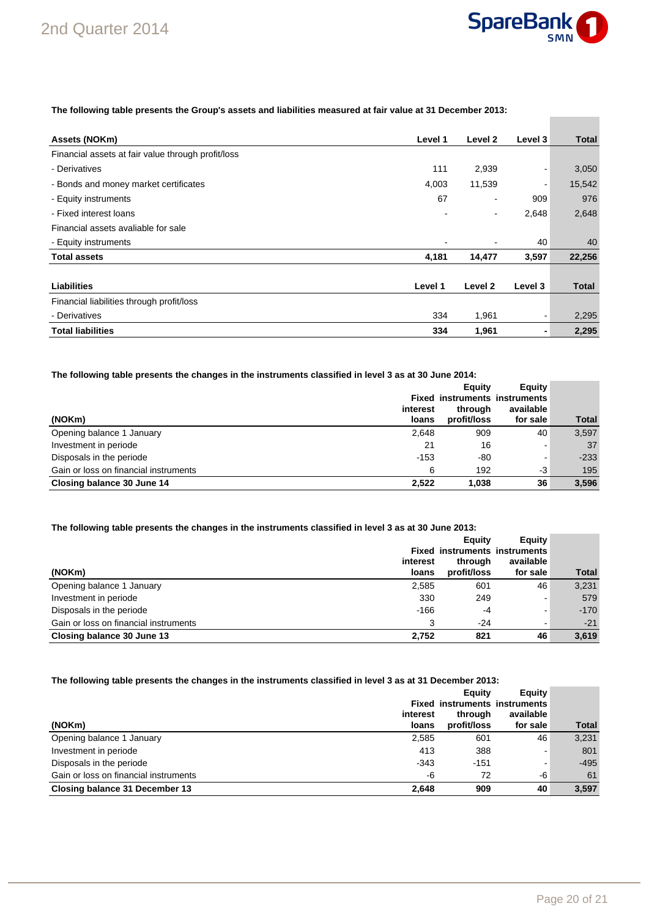**The following table presents the Group's assets and liabilities measured at fair value at 31 December 2013:**

| Assets (NOKm) | Level 1 | Level 2 | Level 3 | Total |
|---|---|---|---|---|
| Financial assets at fair value through profit/loss | | | | |
| - Derivatives | 111 | 2,939 | - | 3,050 |
| - Bonds and money market certificates | 4,003 | 11,539 | - | 15,542 |
| - Equity instruments | 67 | - | 909 | 976 |
| - Fixed interest loans | - | - | 2,648 | 2,648 |
| Financial assets avaliable for sale | | | | |
| - Equity instruments | - | - | 40 | 40 |
| **Total assets** | **4,181** | **14,477** | **3,597** | **22,256** |

| Liabilities | Level 1 | Level 2 | Level 3 | Total |
|---|---|---|---|---|
| Financial liabilities through profit/loss | | | | |
| - Derivatives | 334 | 1,961 | - | 2,295 |
| **Total liabilities** | **334** | **1,961** | **-** | **2,295** |

**The following table presents the changes in the instruments classified in level 3 as at 30 June 2014:**

| (NOKm) | Fixed interest loans | Equity instruments through profit/loss | Equity instruments available for sale | Total |
|---|---|---|---|---|
| Opening balance 1 January | 2,648 | 909 | 40 | 3,597 |
| Investment in periode | 21 | 16 | - | 37 |
| Disposals in the periode | -153 | -80 | - | -233 |
| Gain or loss on financial instruments | 6 | 192 | -3 | 195 |
| **Closing balance 30 June 14** | **2,522** | **1,038** | **36** | **3,596** |

**The following table presents the changes in the instruments classified in level 3 as at 30 June 2013:**

| (NOKm) | Fixed interest loans | Equity instruments through profit/loss | Equity instruments available for sale | Total |
|---|---|---|---|---|
| Opening balance 1 January | 2,585 | 601 | 46 | 3,231 |
| Investment in periode | 330 | 249 | - | 579 |
| Disposals in the periode | -166 | -4 | - | -170 |
| Gain or loss on financial instruments | 3 | -24 | - | -21 |
| **Closing balance 30 June 13** | **2,752** | **821** | **46** | **3,619** |

**The following table presents the changes in the instruments classified in level 3 as at 31 December 2013:**

| (NOKm) | Fixed interest loans | Equity instruments through profit/loss | Equity instruments available for sale | Total |
|---|---|---|---|---|
| Opening balance 1 January | 2,585 | 601 | 46 | 3,231 |
| Investment in periode | 413 | 388 | - | 801 |
| Disposals in the periode | -343 | -151 | - | -495 |
| Gain or loss on financial instruments | -6 | 72 | -6 | 61 |
| **Closing balance 31 December 13** | **2,648** | **909** | **40** | **3,597** |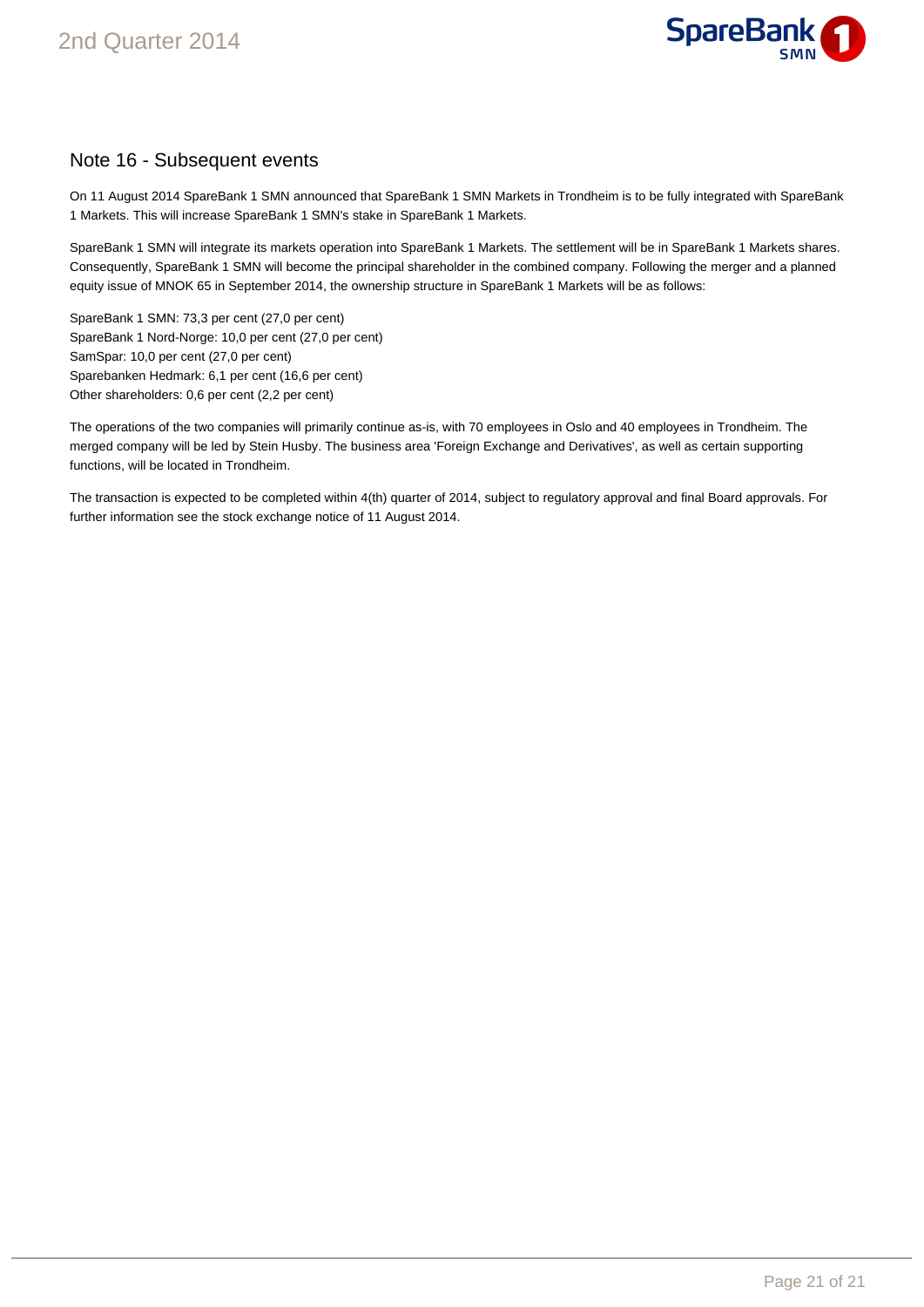## Note 16 - Subsequent events

On 11 August 2014 SpareBank 1 SMN announced that SpareBank 1 SMN Markets in Trondheim is to be fully integrated with SpareBank 1 Markets. This will increase SpareBank 1 SMN's stake in SpareBank 1 Markets.

SpareBank 1 SMN will integrate its markets operation into SpareBank 1 Markets. The settlement will be in SpareBank 1 Markets shares. Consequently, SpareBank 1 SMN will become the principal shareholder in the combined company. Following the merger and a planned equity issue of MNOK 65 in September 2014, the ownership structure in SpareBank 1 Markets will be as follows:

SpareBank 1 SMN: 73,3 per cent (27,0 per cent)
SpareBank 1 Nord-Norge: 10,0 per cent (27,0 per cent)
SamSpar: 10,0 per cent (27,0 per cent)
Sparebanken Hedmark: 6,1 per cent (16,6 per cent)
Other shareholders: 0,6 per cent (2,2 per cent)

The operations of the two companies will primarily continue as-is, with 70 employees in Oslo and 40 employees in Trondheim. The merged company will be led by Stein Husby. The business area 'Foreign Exchange and Derivatives', as well as certain supporting functions, will be located in Trondheim.

The transaction is expected to be completed within 4(th) quarter of 2014, subject to regulatory approval and final Board approvals. For further information see the stock exchange notice of 11 August 2014.